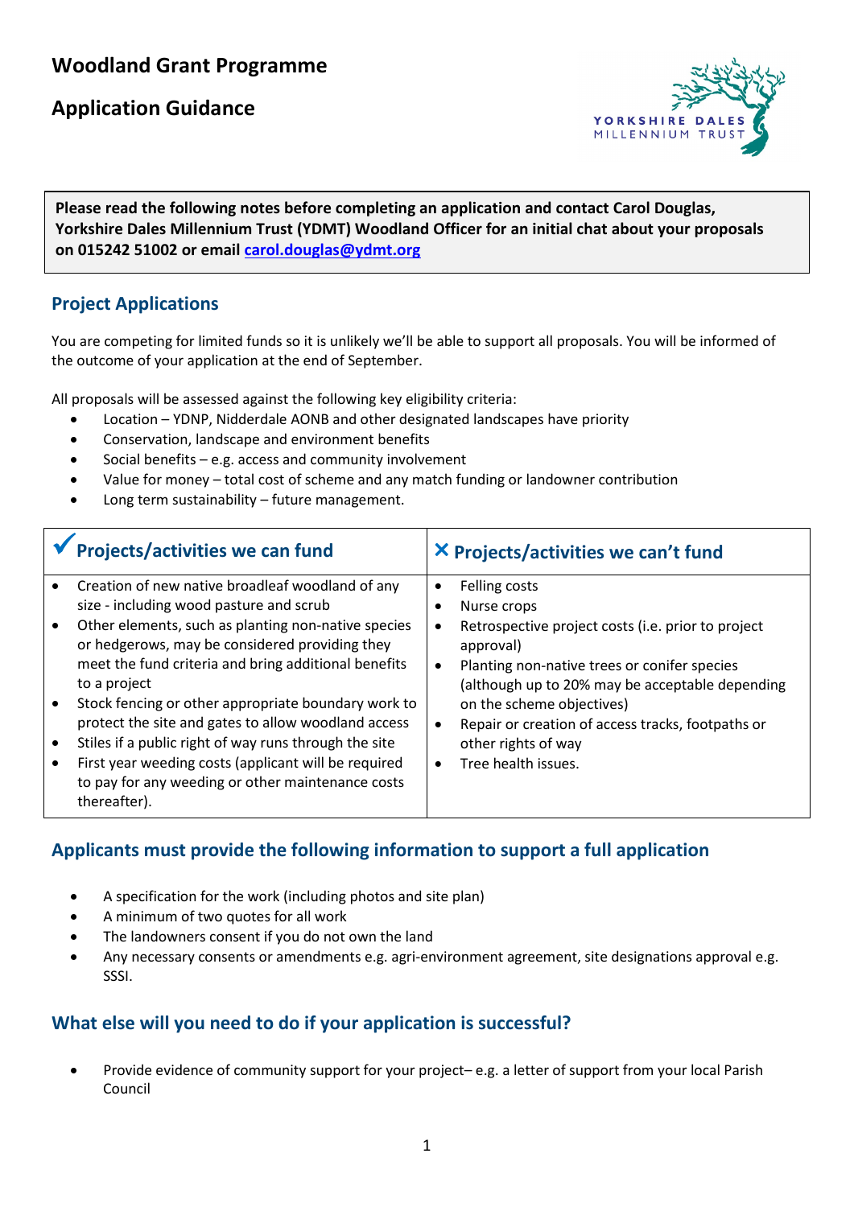# Woodland Grant Programme

## Application Guidance

**Please read the following notes before completing an application and contact Carol Douglas, Yorkshire Dales Millennium Trust (YDMT) Woodland Officer for an initial chat about your proposals on 015242 51002 or email [carol.douglas@ydmt.org](mailto:carol.douglas@ydmt.org)**

## Project Applications

You are competing for limited funds so it is unlikely we'll be able to support all proposals. You will be informed of the outcome of your application at the end of September.

All proposals will be assessed against the following key eligibility criteria:

- Location – YDNP, Nidderdale AONB and other designated landscapes have priority
- Conservation, landscape and environment benefits
- Social benefits – e.g. access and community involvement
- Value for money – total cost of scheme and any match funding or landowner contribution
- Long term sustainability – future management.

| ✓ Projects/activities we can fund | ✕ Projects/activities we can't fund |
|---|---|
| • Creation of new native broadleaf woodland of any size - including wood pasture and scrub<br>• Other elements, such as planting non-native species or hedgerows, may be considered providing they meet the fund criteria and bring additional benefits to a project<br>• Stock fencing or other appropriate boundary work to protect the site and gates to allow woodland access<br>• Stiles if a public right of way runs through the site<br>• First year weeding costs (applicant will be required to pay for any weeding or other maintenance costs thereafter). | • Felling costs<br>• Nurse crops<br>• Retrospective project costs (i.e. prior to project approval)<br>• Planting non-native trees or conifer species (although up to 20% may be acceptable depending on the scheme objectives)<br>• Repair or creation of access tracks, footpaths or other rights of way<br>• Tree health issues. |

## Applicants must provide the following information to support a full application

- A specification for the work (including photos and site plan)
- A minimum of two quotes for all work
- The landowners consent if you do not own the land
- Any necessary consents or amendments e.g. agri-environment agreement, site designations approval e.g. SSSI.

## What else will you need to do if your application is successful?

- Provide evidence of community support for your project– e.g. a letter of support from your local Parish Council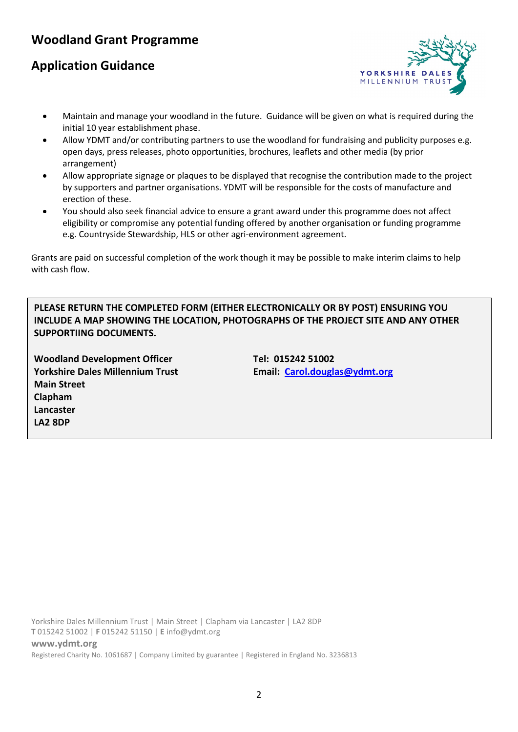# Woodland Grant Programme

## Application Guidance

- Maintain and manage your woodland in the future. Guidance will be given on what is required during the initial 10 year establishment phase.
- Allow YDMT and/or contributing partners to use the woodland for fundraising and publicity purposes e.g. open days, press releases, photo opportunities, brochures, leaflets and other media (by prior arrangement)
- Allow appropriate signage or plaques to be displayed that recognise the contribution made to the project by supporters and partner organisations. YDMT will be responsible for the costs of manufacture and erection of these.
- You should also seek financial advice to ensure a grant award under this programme does not affect eligibility or compromise any potential funding offered by another organisation or funding programme e.g. Countryside Stewardship, HLS or other agri-environment agreement.

Grants are paid on successful completion of the work though it may be possible to make interim claims to help with cash flow.

**PLEASE RETURN THE COMPLETED FORM (EITHER ELECTRONICALLY OR BY POST) ENSURING YOU INCLUDE A MAP SHOWING THE LOCATION, PHOTOGRAPHS OF THE PROJECT SITE AND ANY OTHER SUPPORTIING DOCUMENTS.**

**Woodland Development Officer**
**Yorkshire Dales Millennium Trust**
**Main Street**
**Clapham**
**Lancaster**
**LA2 8DP**

**Tel: 015242 51002**
**Email: Carol.douglas@ydmt.org**

Yorkshire Dales Millennium Trust | Main Street | Clapham via Lancaster | LA2 8DP
**T** 015242 51002 | **F** 015242 51150 | **E** info@ydmt.org
**www.ydmt.org**
Registered Charity No. 1061687 | Company Limited by guarantee | Registered in England No. 3236813